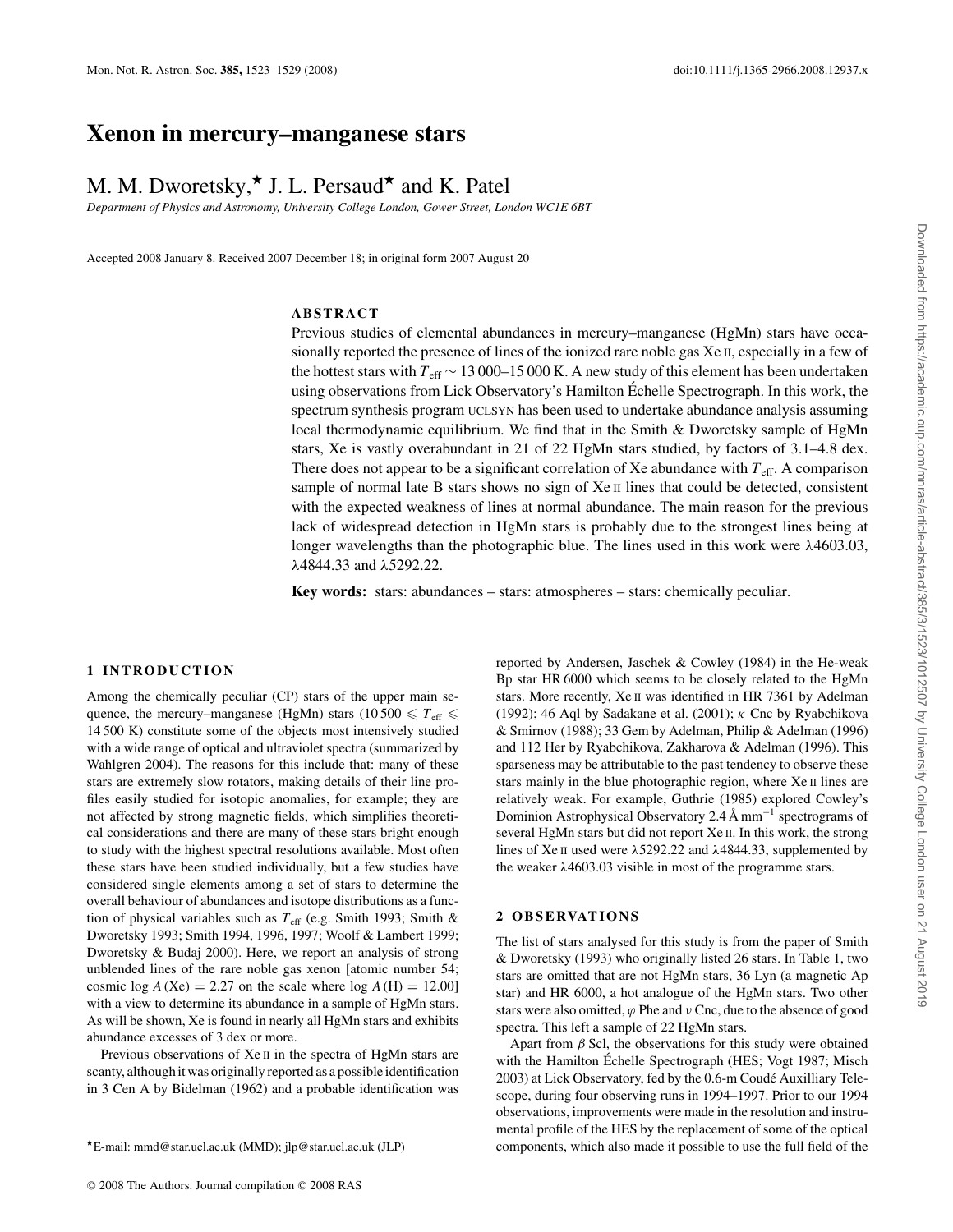# Xenon in mercury–manganese stars

M. M. Dworetsky,* J. L. Persaud* and K. Patel

*Department of Physics and Astronomy, University College London, Gower Street, London WC1E 6BT*

Accepted 2008 January 8. Received 2007 December 18; in original form 2007 August 20

## ABSTRACT

Previous studies of elemental abundances in mercury–manganese (HgMn) stars have occasionally reported the presence of lines of the ionized rare noble gas Xe II, especially in a few of the hottest stars with $T_{\rm eff} \sim 13\,000$–$15\,000$ K. A new study of this element has been undertaken using observations from Lick Observatory's Hamilton Échelle Spectrograph. In this work, the spectrum synthesis program UCLSYN has been used to undertake abundance analysis assuming local thermodynamic equilibrium. We find that in the Smith & Dworetsky sample of HgMn stars, Xe is vastly overabundant in 21 of 22 HgMn stars studied, by factors of 3.1–4.8 dex. There does not appear to be a significant correlation of Xe abundance with $T_{\rm eff}$. A comparison sample of normal late B stars shows no sign of Xe II lines that could be detected, consistent with the expected weakness of lines at normal abundance. The main reason for the previous lack of widespread detection in HgMn stars is probably due to the strongest lines being at longer wavelengths than the photographic blue. The lines used in this work were λ4603.03, λ4844.33 and λ5292.22.

**Key words:** stars: abundances – stars: atmospheres – stars: chemically peculiar.

## 1 INTRODUCTION

Among the chemically peculiar (CP) stars of the upper main sequence, the mercury–manganese (HgMn) stars ($10\,500 \leqslant T_{\rm eff} \leqslant 14\,500$ K) constitute some of the objects most intensively studied with a wide range of optical and ultraviolet spectra (summarized by Wahlgren 2004). The reasons for this include that: many of these stars are extremely slow rotators, making details of their line profiles easily studied for isotopic anomalies, for example; they are not affected by strong magnetic fields, which simplifies theoretical considerations and there are many of these stars bright enough to study with the highest spectral resolutions available. Most often these stars have been studied individually, but a few studies have considered single elements among a set of stars to determine the overall behaviour of abundances and isotope distributions as a function of physical variables such as $T_{\rm eff}$ (e.g. Smith 1993; Smith & Dworetsky 1993; Smith 1994, 1996, 1997; Woolf & Lambert 1999; Dworetsky & Budaj 2000). Here, we report an analysis of strong unblended lines of the rare noble gas xenon [atomic number 54; cosmic $\log A({\rm Xe}) = 2.27$ on the scale where $\log A({\rm H}) = 12.00$] with a view to determine its abundance in a sample of HgMn stars. As will be shown, Xe is found in nearly all HgMn stars and exhibits abundance excesses of 3 dex or more.

Previous observations of Xe II in the spectra of HgMn stars are scanty, although it was originally reported as a possible identification in 3 Cen A by Bidelman (1962) and a probable identification was reported by Andersen, Jaschek & Cowley (1984) in the He-weak Bp star HR 6000 which seems to be closely related to the HgMn stars. More recently, Xe II was identified in HR 7361 by Adelman (1992); 46 Aql by Sadakane et al. (2001); κ Cnc by Ryabchikova & Smirnov (1988); 33 Gem by Adelman, Philip & Adelman (1996) and 112 Her by Ryabchikova, Zakharova & Adelman (1996). This sparseness may be attributable to the past tendency to observe these stars mainly in the blue photographic region, where Xe II lines are relatively weak. For example, Guthrie (1985) explored Cowley's Dominion Astrophysical Observatory 2.4 Å mm$^{-1}$ spectrograms of several HgMn stars but did not report Xe II. In this work, the strong lines of Xe II used were λ5292.22 and λ4844.33, supplemented by the weaker λ4603.03 visible in most of the programme stars.

## 2 OBSERVATIONS

The list of stars analysed for this study is from the paper of Smith & Dworetsky (1993) who originally listed 26 stars. In Table 1, two stars are omitted that are not HgMn stars, 36 Lyn (a magnetic Ap star) and HR 6000, a hot analogue of the HgMn stars. Two other stars were also omitted, φ Phe and υ Cnc, due to the absence of good spectra. This left a sample of 22 HgMn stars.

Apart from β Scl, the observations for this study were obtained with the Hamilton Échelle Spectrograph (HES; Vogt 1987; Misch 2003) at Lick Observatory, fed by the 0.6-m Coudé Auxilliary Telescope, during four observing runs in 1994–1997. Prior to our 1994 observations, improvements were made in the resolution and instrumental profile of the HES by the replacement of some of the optical components, which also made it possible to use the full field of the

*E-mail: mmd@star.ucl.ac.uk (MMD); jlp@star.ucl.ac.uk (JLP)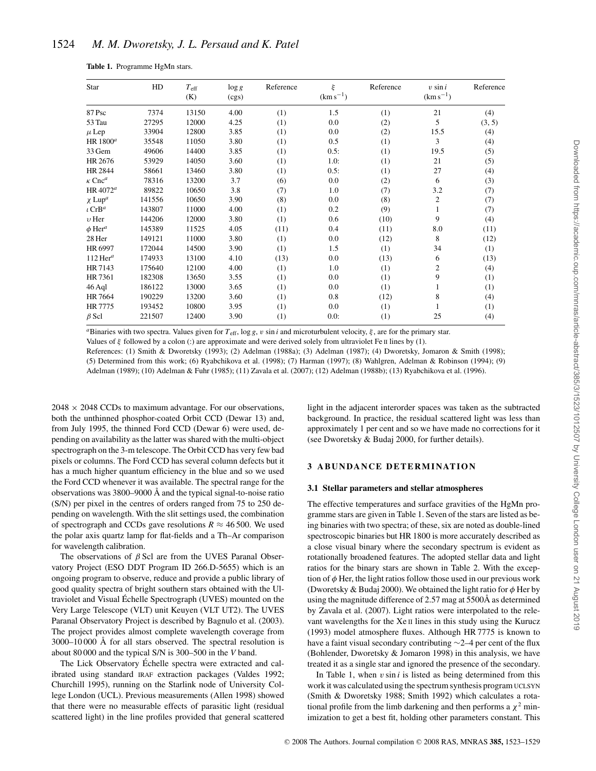**Table 1.** Programme HgMn stars.

| Star | HD | $T_{\rm eff}$ (K) | $\log g$ (cgs) | Reference | $\xi$ ($\mathrm{km\,s^{-1}}$) | Reference | $v \sin i$ ($\mathrm{km\,s^{-1}}$) | Reference |
|---|---|---|---|---|---|---|---|---|
| 87 Psc | 7374 | 13150 | 4.00 | (1) | 1.5 | (1) | 21 | (4) |
| 53 Tau | 27295 | 12000 | 4.25 | (1) | 0.0 | (2) | 5 | (3, 5) |
| $\mu$ Lep | 33904 | 12800 | 3.85 | (1) | 0.0 | (2) | 15.5 | (4) |
| HR 1800[a] | 35548 | 11050 | 3.80 | (1) | 0.5 | (1) | 3 | (4) |
| 33 Gem | 49606 | 14400 | 3.85 | (1) | 0.5: | (1) | 19.5 | (5) |
| HR 2676 | 53929 | 14050 | 3.60 | (1) | 1.0: | (1) | 21 | (5) |
| HR 2844 | 58661 | 13460 | 3.80 | (1) | 0.5: | (1) | 27 | (4) |
| $\kappa$ Cnc[a] | 78316 | 13200 | 3.7 | (6) | 0.0 | (2) | 6 | (3) |
| HR 4072[a] | 89822 | 10650 | 3.8 | (7) | 1.0 | (7) | 3.2 | (7) |
| $\chi$ Lup[a] | 141556 | 10650 | 3.90 | (8) | 0.0 | (8) | 2 | (7) |
| $\iota$ CrB[a] | 143807 | 11000 | 4.00 | (1) | 0.2 | (9) | 1 | (7) |
| $\upsilon$ Her | 144206 | 12000 | 3.80 | (1) | 0.6 | (10) | 9 | (4) |
| $\phi$ Her[a] | 145389 | 11525 | 4.05 | (11) | 0.4 | (11) | 8.0 | (11) |
| 28 Her | 149121 | 11000 | 3.80 | (1) | 0.0 | (12) | 8 | (12) |
| HR 6997 | 172044 | 14500 | 3.90 | (1) | 1.5 | (1) | 34 | (1) |
| 112 Her[a] | 174933 | 13100 | 4.10 | (13) | 0.0 | (13) | 6 | (13) |
| HR 7143 | 175640 | 12100 | 4.00 | (1) | 1.0 | (1) | 2 | (4) |
| HR 7361 | 182308 | 13650 | 3.55 | (1) | 0.0 | (1) | 9 | (1) |
| 46 Aql | 186122 | 13000 | 3.65 | (1) | 0.0 | (1) | 1 | (1) |
| HR 7664 | 190229 | 13200 | 3.60 | (1) | 0.8 | (12) | 8 | (4) |
| HR 7775 | 193452 | 10800 | 3.95 | (1) | 0.0 | (1) | 1 | (1) |
| $\beta$ Scl | 221507 | 12400 | 3.90 | (1) | 0.0: | (1) | 25 | (4) |

[a]Binaries with two spectra. Values given for $T_{\rm eff}$, $\log g$, $v \sin i$ and microturbulent velocity, $\xi$, are for the primary star.
Values of $\xi$ followed by a colon (:) are approximate and were derived solely from ultraviolet Fe II lines by (1).
References: (1) Smith & Dworetsky (1993); (2) Adelman (1988a); (3) Adelman (1987); (4) Dworetsky, Jomaron & Smith (1998); (5) Determined from this work; (6) Ryabchikova et al. (1998); (7) Harman (1997); (8) Wahlgren, Adelman & Robinson (1994); (9) Adelman (1989); (10) Adelman & Fuhr (1985); (11) Zavala et al. (2007); (12) Adelman (1988b); (13) Ryabchikova et al. (1996).

$2048 \times 2048$ CCDs to maximum advantage. For our observations, both the unthinned phosphor-coated Orbit CCD (Dewar 13) and, from July 1995, the thinned Ford CCD (Dewar 6) were used, depending on availability as the latter was shared with the multi-object spectrograph on the 3-m telescope. The Orbit CCD has very few bad pixels or columns. The Ford CCD has several column defects but it has a much higher quantum efficiency in the blue and so we used the Ford CCD whenever it was available. The spectral range for the observations was 3800–9000 Å and the typical signal-to-noise ratio (S/N) per pixel in the centres of orders ranged from 75 to 250 depending on wavelength. With the slit settings used, the combination of spectrograph and CCDs gave resolutions $R \approx 46\,500$. We used the polar axis quartz lamp for flat-fields and a Th–Ar comparison for wavelength calibration.

The observations of $\beta$ Scl are from the UVES Paranal Observatory Project (ESO DDT Program ID 266.D-5655) which is an ongoing program to observe, reduce and provide a public library of good quality spectra of bright southern stars obtained with the Ultraviolet and Visual Échelle Spectrograph (UVES) mounted on the Very Large Telescope (VLT) unit Keuyen (VLT UT2). The UVES Paranal Observatory Project is described by Bagnulo et al. (2003). The project provides almost complete wavelength coverage from 3000–10 000 Å for all stars observed. The spectral resolution is about 80 000 and the typical S/N is 300–500 in the $V$ band.

The Lick Observatory Échelle spectra were extracted and calibrated using standard IRAF extraction packages (Valdes 1992; Churchill 1995), running on the Starlink node of University College London (UCL). Previous measurements (Allen 1998) showed that there were no measurable effects of parasitic light (residual scattered light) in the line profiles provided that general scattered light in the adjacent interorder spaces was taken as the subtracted background. In practice, the residual scattered light was less than approximately 1 per cent and so we have made no corrections for it (see Dworetsky & Budaj 2000, for further details).

## 3 ABUNDANCE DETERMINATION

### 3.1 Stellar parameters and stellar atmospheres

The effective temperatures and surface gravities of the HgMn programme stars are given in Table 1. Seven of the stars are listed as being binaries with two spectra; of these, six are noted as double-lined spectroscopic binaries but HR 1800 is more accurately described as a close visual binary where the secondary spectrum is evident as rotationally broadened features. The adopted stellar data and light ratios for the binary stars are shown in Table 2. With the exception of $\phi$ Her, the light ratios follow those used in our previous work (Dworetsky & Budaj 2000). We obtained the light ratio for $\phi$ Her by using the magnitude difference of 2.57 mag at 5500Å as determined by Zavala et al. (2007). Light ratios were interpolated to the relevant wavelengths for the Xe II lines in this study using the Kurucz (1993) model atmosphere fluxes. Although HR 7775 is known to have a faint visual secondary contributing ~2–4 per cent of the flux (Bohlender, Dworetsky & Jomaron 1998) in this analysis, we have treated it as a single star and ignored the presence of the secondary.

In Table 1, when $v \sin i$ is listed as being determined from this work it was calculated using the spectrum synthesis program UCLSYN (Smith & Dworetsky 1988; Smith 1992) which calculates a rotational profile from the limb darkening and then performs a $\chi^2$ minimization to get a best fit, holding other parameters constant. This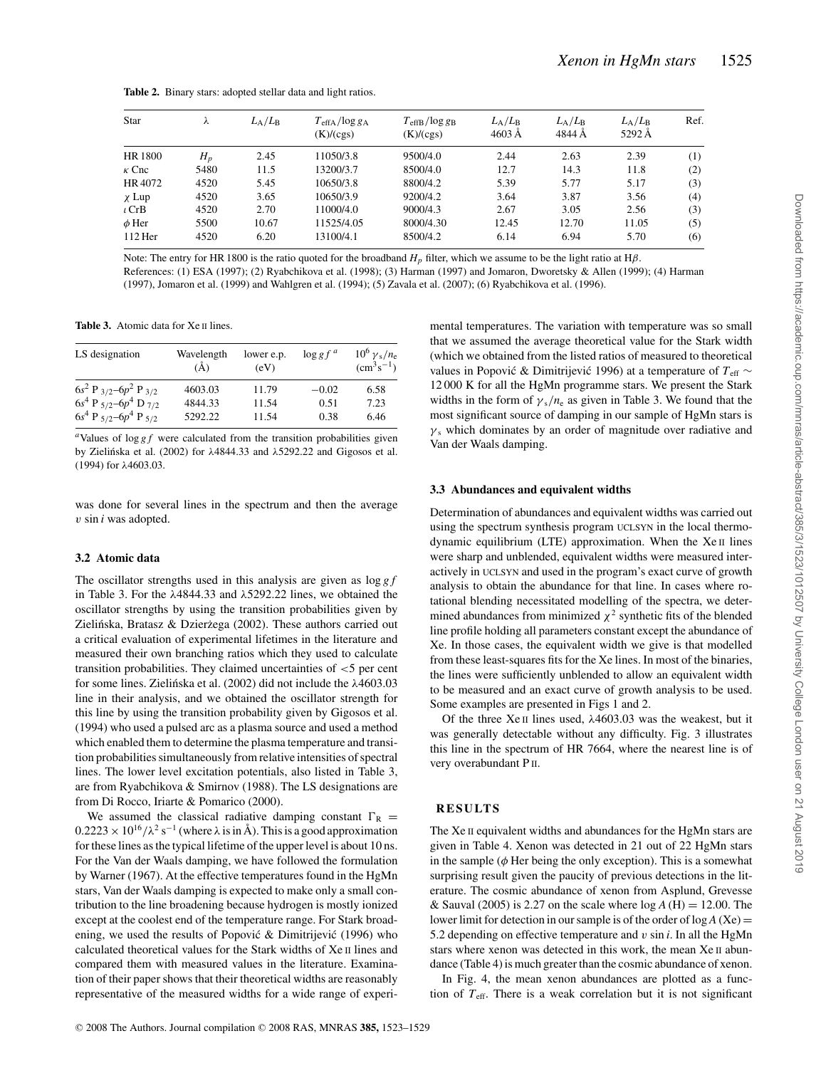**Table 2.** Binary stars: adopted stellar data and light ratios.

| Star | $\lambda$ | $L_A/L_B$ | $T_{effA}/\log g_A$ (K)/(cgs) | $T_{effB}/\log g_B$ (K)/(cgs) | $L_A/L_B$ 4603 Å | $L_A/L_B$ 4844 Å | $L_A/L_B$ 5292 Å | Ref. |
|---|---|---|---|---|---|---|---|---|
| HR 1800 | $H_p$ | 2.45 | 11050/3.8 | 9500/4.0 | 2.44 | 2.63 | 2.39 | (1) |
| $\kappa$ Cnc | 5480 | 11.5 | 13200/3.7 | 8500/4.0 | 12.7 | 14.3 | 11.8 | (2) |
| HR 4072 | 4520 | 5.45 | 10650/3.8 | 8800/4.2 | 5.39 | 5.77 | 5.17 | (3) |
| $\chi$ Lup | 4520 | 3.65 | 10650/3.9 | 9200/4.2 | 3.64 | 3.87 | 3.56 | (4) |
| $\iota$ CrB | 4520 | 2.70 | 11000/4.0 | 9000/4.3 | 2.67 | 3.05 | 2.56 | (3) |
| $\phi$ Her | 5500 | 10.67 | 11525/4.05 | 8000/4.30 | 12.45 | 12.70 | 11.05 | (5) |
| 112 Her | 4520 | 6.20 | 13100/4.1 | 8500/4.2 | 6.14 | 6.94 | 5.70 | (6) |

Note: The entry for HR 1800 is the ratio quoted for the broadband $H_p$ filter, which we assume to be the light ratio at H$\beta$.
References: (1) ESA (1997); (2) Ryabchikova et al. (1998); (3) Harman (1997) and Jomaron, Dworetsky & Allen (1999); (4) Harman (1997), Jomaron et al. (1999) and Wahlgren et al. (1994); (5) Zavala et al. (2007); (6) Ryabchikova et al. (1996).

**Table 3.** Atomic data for Xe II lines.

| LS designation | Wavelength (Å) | lower e.p. (eV) | $\log gf$ [a] | $10^6\, \gamma_s/n_e$ (cm$^3$s$^{-1}$) |
|---|---|---|---|---|
| $6s^2$ P $_{3/2}$–$6p^2$ P $_{3/2}$ | 4603.03 | 11.79 | −0.02 | 6.58 |
| $6s^4$ P $_{5/2}$–$6p^4$ D $_{7/2}$ | 4844.33 | 11.54 | 0.51 | 7.23 |
| $6s^4$ P $_{5/2}$–$6p^4$ P $_{5/2}$ | 5292.22 | 11.54 | 0.38 | 6.46 |

[a] Values of $\log gf$ were calculated from the transition probabilities given by Zielińska et al. (2002) for $\lambda$4844.33 and $\lambda$5292.22 lines, and Gigosos et al. (1994) for $\lambda$4603.03.

was done for several lines in the spectrum and then the average $v \sin i$ was adopted.

### 3.2 Atomic data

The oscillator strengths used in this analysis are given as $\log gf$ in Table 3. For the $\lambda$4844.33 and $\lambda$5292.22 lines, we obtained the oscillator strengths by using the transition probabilities given by Zielińska, Bratasz & Dzierżega (2002). These authors carried out a critical evaluation of experimental lifetimes in the literature and measured their own branching ratios which they used to calculate transition probabilities. They claimed uncertainties of <5 per cent for some lines. Zielińska et al. (2002) did not include the $\lambda$4603.03 line in their analysis, and we obtained the oscillator strength for this line by using the transition probability given by Gigosos et al. (1994) who used a pulsed arc as a plasma source and used a method which enabled them to determine the plasma temperature and transition probabilities simultaneously from relative intensities of spectral lines. The lower level excitation potentials, also listed in Table 3, are from Ryabchikova & Smirnov (1988). The LS designations are from Di Rocco, Iriarte & Pomarico (2000).

We assumed the classical radiative damping constant $\Gamma_R = 0.2223 \times 10^{16}/\lambda^2\ \mathrm{s^{-1}}$ (where $\lambda$ is in Å). This is a good approximation for these lines as the typical lifetime of the upper level is about 10 ns. For the Van der Waals damping, we have followed the formulation by Warner (1967). At the effective temperatures found in the HgMn stars, Van der Waals damping is expected to make only a small contribution to the line broadening because hydrogen is mostly ionized except at the coolest end of the temperature range. For Stark broadening, we used the results of Popović & Dimitrijević (1996) who calculated theoretical values for the Stark widths of Xe II lines and compared them with measured values in the literature. Examination of their paper shows that their theoretical widths are reasonably representative of the measured widths for a wide range of experimental temperatures. The variation with temperature was so small that we assumed the average theoretical value for the Stark width (which we obtained from the listed ratios of measured to theoretical values in Popović & Dimitrijević 1996) at a temperature of $T_{eff} \sim$ 12 000 K for all the HgMn programme stars. We present the Stark widths in the form of $\gamma_s/n_e$ as given in Table 3. We found that the most significant source of damping in our sample of HgMn stars is $\gamma_s$ which dominates by an order of magnitude over radiative and Van der Waals damping.

### 3.3 Abundances and equivalent widths

Determination of abundances and equivalent widths was carried out using the spectrum synthesis program UCLSYN in the local thermodynamic equilibrium (LTE) approximation. When the Xe II lines were sharp and unblended, equivalent widths were measured interactively in UCLSYN and used in the program's exact curve of growth analysis to obtain the abundance for that line. In cases where rotational blending necessitated modelling of the spectra, we determined abundances from minimized $\chi^2$ synthetic fits of the blended line profile holding all parameters constant except the abundance of Xe. In those cases, the equivalent width we give is that modelled from these least-squares fits for the Xe lines. In most of the binaries, the lines were sufficiently unblended to allow an equivalent width to be measured and an exact curve of growth analysis to be used. Some examples are presented in Figs 1 and 2.

Of the three Xe II lines used, $\lambda$4603.03 was the weakest, but it was generally detectable without any difficulty. Fig. 3 illustrates this line in the spectrum of HR 7664, where the nearest line is of very overabundant P II.

## RESULTS

The Xe II equivalent widths and abundances for the HgMn stars are given in Table 4. Xenon was detected in 21 out of 22 HgMn stars in the sample ($\phi$ Her being the only exception). This is a somewhat surprising result given the paucity of previous detections in the literature. The cosmic abundance of xenon from Asplund, Grevesse & Sauval (2005) is 2.27 on the scale where $\log A\,(\mathrm{H}) = 12.00$. The lower limit for detection in our sample is of the order of $\log A\,(\mathrm{Xe}) =$ 5.2 depending on effective temperature and $v \sin i$. In all the HgMn stars where xenon was detected in this work, the mean Xe II abundance (Table 4) is much greater than the cosmic abundance of xenon.

In Fig. 4, the mean xenon abundances are plotted as a function of $T_{eff}$. There is a weak correlation but it is not significant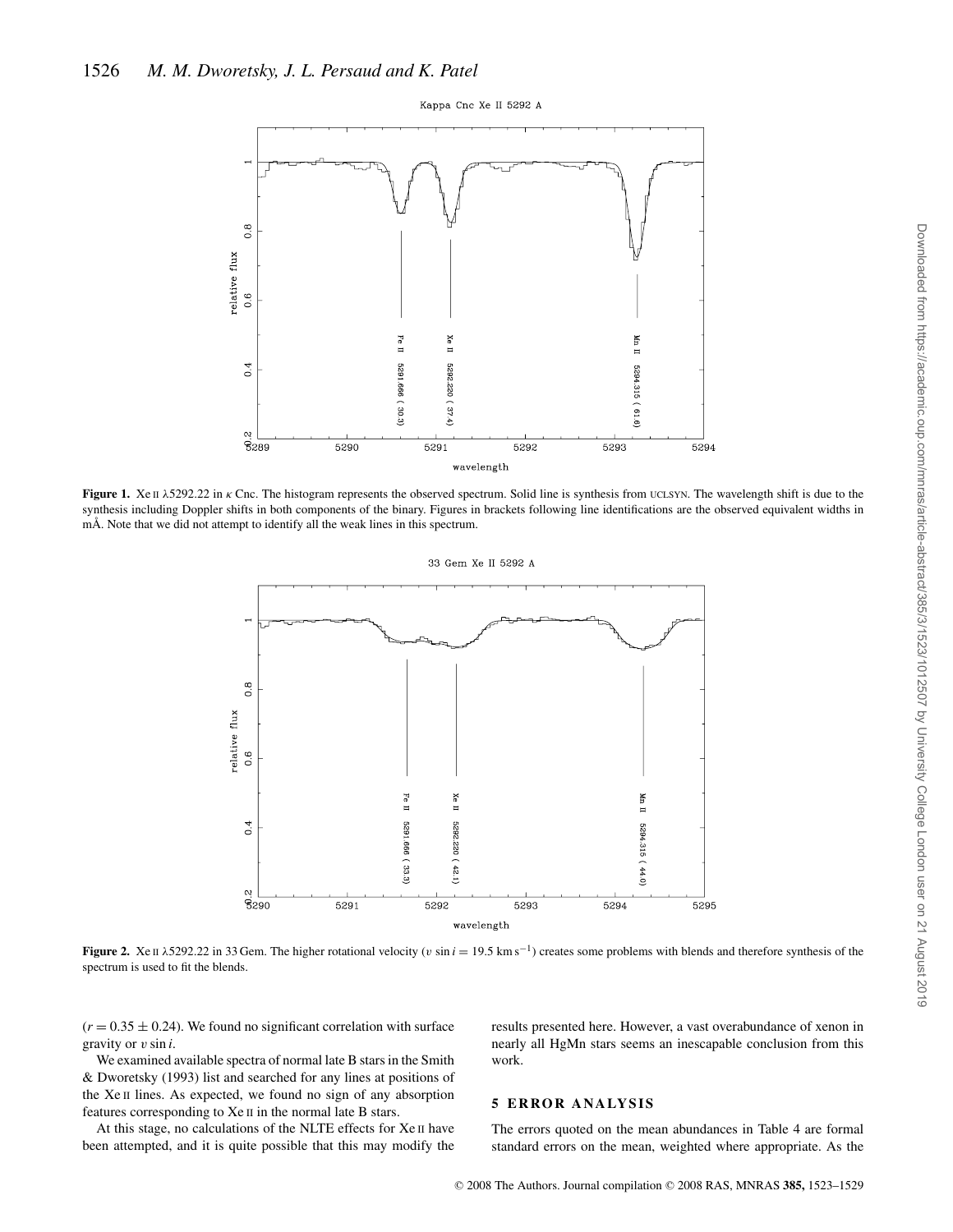**Figure 1.** Xe II λ5292.22 in κ Cnc. The histogram represents the observed spectrum. Solid line is synthesis from UCLSYN. The wavelength shift is due to the synthesis including Doppler shifts in both components of the binary. Figures in brackets following line identifications are the observed equivalent widths in mÅ. Note that we did not attempt to identify all the weak lines in this spectrum.

**Figure 2.** Xe II λ5292.22 in 33 Gem. The higher rotational velocity ($v \sin i = 19.5$ km s$^{-1}$) creates some problems with blends and therefore synthesis of the spectrum is used to fit the blends.

($r = 0.35 \pm 0.24$). We found no significant correlation with surface gravity or $v \sin i$.

We examined available spectra of normal late B stars in the Smith & Dworetsky (1993) list and searched for any lines at positions of the Xe II lines. As expected, we found no sign of any absorption features corresponding to Xe II in the normal late B stars.

At this stage, no calculations of the NLTE effects for Xe II have been attempted, and it is quite possible that this may modify the results presented here. However, a vast overabundance of xenon in nearly all HgMn stars seems an inescapable conclusion from this work.

## 5 ERROR ANALYSIS

The errors quoted on the mean abundances in Table 4 are formal standard errors on the mean, weighted where appropriate. As the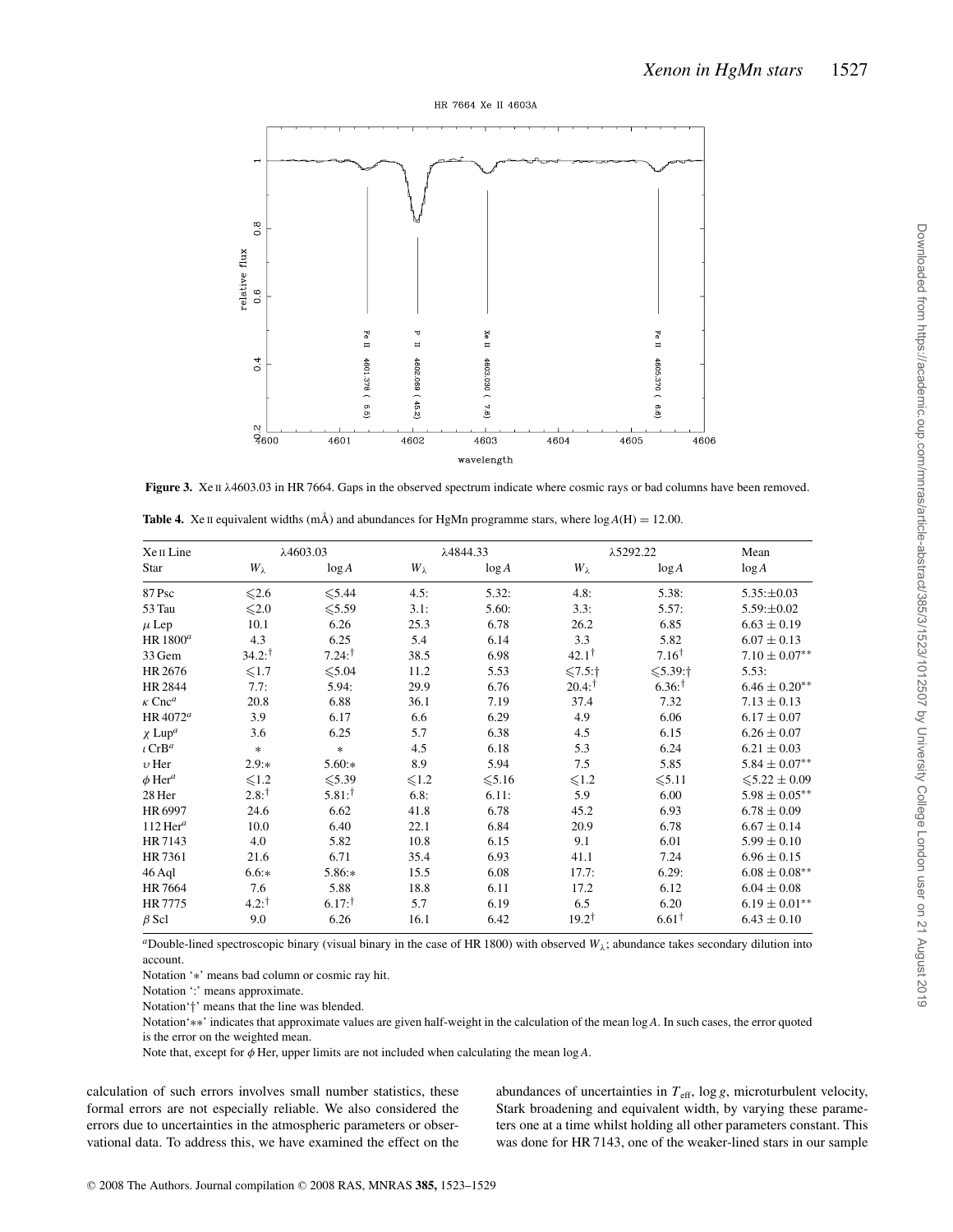**Figure 3.** Xe II λ4603.03 in HR 7664. Gaps in the observed spectrum indicate where cosmic rays or bad columns have been removed.

**Table 4.** Xe II equivalent widths (mÅ) and abundances for HgMn programme stars, where $\log A(\mathrm{H}) = 12.00$.

| Xe II Line | λ4603.03 | | λ4844.33 | | λ5292.22 | | Mean |
|---|---|---|---|---|---|---|---|
| Star | $W_\lambda$ | $\log A$ | $W_\lambda$ | $\log A$ | $W_\lambda$ | $\log A$ | $\log A$ |
| 87 Psc | ⩽2.6 | ⩽5.44 | 4.5: | 5.32: | 4.8: | 5.38: | 5.35:±0.03 |
| 53 Tau | ⩽2.0 | ⩽5.59 | 3.1: | 5.60: | 3.3: | 5.57: | 5.59:±0.02 |
| $\mu$ Lep | 10.1 | 6.26 | 25.3 | 6.78 | 26.2 | 6.85 | 6.63 ± 0.19 |
| HR 1800[a] | 4.3 | 6.25 | 5.4 | 6.14 | 3.3 | 5.82 | 6.07 ± 0.13 |
| 33 Gem | 34.2:† | 7.24:† | 38.5 | 6.98 | 42.1† | 7.16† | 7.10 ± 0.07** |
| HR 2676 | ⩽1.7 | ⩽5.04 | 11.2 | 5.53 | ⩽7.5:† | ⩽5.39:† | 5.53: |
| HR 2844 | 7.7: | 5.94: | 29.9 | 6.76 | 20.4:† | 6.36:† | 6.46 ± 0.20** |
| $\kappa$ Cnc[a] | 20.8 | 6.88 | 36.1 | 7.19 | 37.4 | 7.32 | 7.13 ± 0.13 |
| HR 4072[a] | 3.9 | 6.17 | 6.6 | 6.29 | 4.9 | 6.06 | 6.17 ± 0.07 |
| $\chi$ Lup[a] | 3.6 | 6.25 | 5.7 | 6.38 | 4.5 | 6.15 | 6.26 ± 0.07 |
| $\iota$ CrB[a] | * | * | 4.5 | 6.18 | 5.3 | 6.24 | 6.21 ± 0.03 |
| $\upsilon$ Her | 2.9:* | 5.60:* | 8.9 | 5.94 | 7.5 | 5.85 | 5.84 ± 0.07** |
| $\phi$ Her[a] | ⩽1.2 | ⩽5.39 | ⩽1.2 | ⩽5.16 | ⩽1.2 | ⩽5.11 | ⩽5.22 ± 0.09 |
| 28 Her | 2.8:† | 5.81:† | 6.8: | 6.11: | 5.9 | 6.00 | 5.98 ± 0.05** |
| HR 6997 | 24.6 | 6.62 | 41.8 | 6.78 | 45.2 | 6.93 | 6.78 ± 0.09 |
| 112 Her[a] | 10.0 | 6.40 | 22.1 | 6.84 | 20.9 | 6.78 | 6.67 ± 0.14 |
| HR 7143 | 4.0 | 5.82 | 10.8 | 6.15 | 9.1 | 6.01 | 5.99 ± 0.10 |
| HR 7361 | 21.6 | 6.71 | 35.4 | 6.93 | 41.1 | 7.24 | 6.96 ± 0.15 |
| 46 Aql | 6.6:* | 5.86:* | 15.5 | 6.08 | 17.7: | 6.29: | 6.08 ± 0.08** |
| HR 7664 | 7.6 | 5.88 | 18.8 | 6.11 | 17.2 | 6.12 | 6.04 ± 0.08 |
| HR 7775 | 4.2:† | 6.17:† | 5.7 | 6.19 | 6.5 | 6.20 | 6.19 ± 0.01** |
| $\beta$ Scl | 9.0 | 6.26 | 16.1 | 6.42 | 19.2† | 6.61† | 6.43 ± 0.10 |

[a]Double-lined spectroscopic binary (visual binary in the case of HR 1800) with observed $W_\lambda$; abundance takes secondary dilution into account.

Notation '*' means bad column or cosmic ray hit.

Notation ':' means approximate.

Notation '†' means that the line was blended.

Notation '**' indicates that approximate values are given half-weight in the calculation of the mean $\log A$. In such cases, the error quoted is the error on the weighted mean.

Note that, except for $\phi$ Her, upper limits are not included when calculating the mean $\log A$.

calculation of such errors involves small number statistics, these formal errors are not especially reliable. We also considered the errors due to uncertainties in the atmospheric parameters or observational data. To address this, we have examined the effect on the abundances of uncertainties in $T_{\mathrm{eff}}$, $\log g$, microturbulent velocity, Stark broadening and equivalent width, by varying these parameters one at a time whilst holding all other parameters constant. This was done for HR 7143, one of the weaker-lined stars in our sample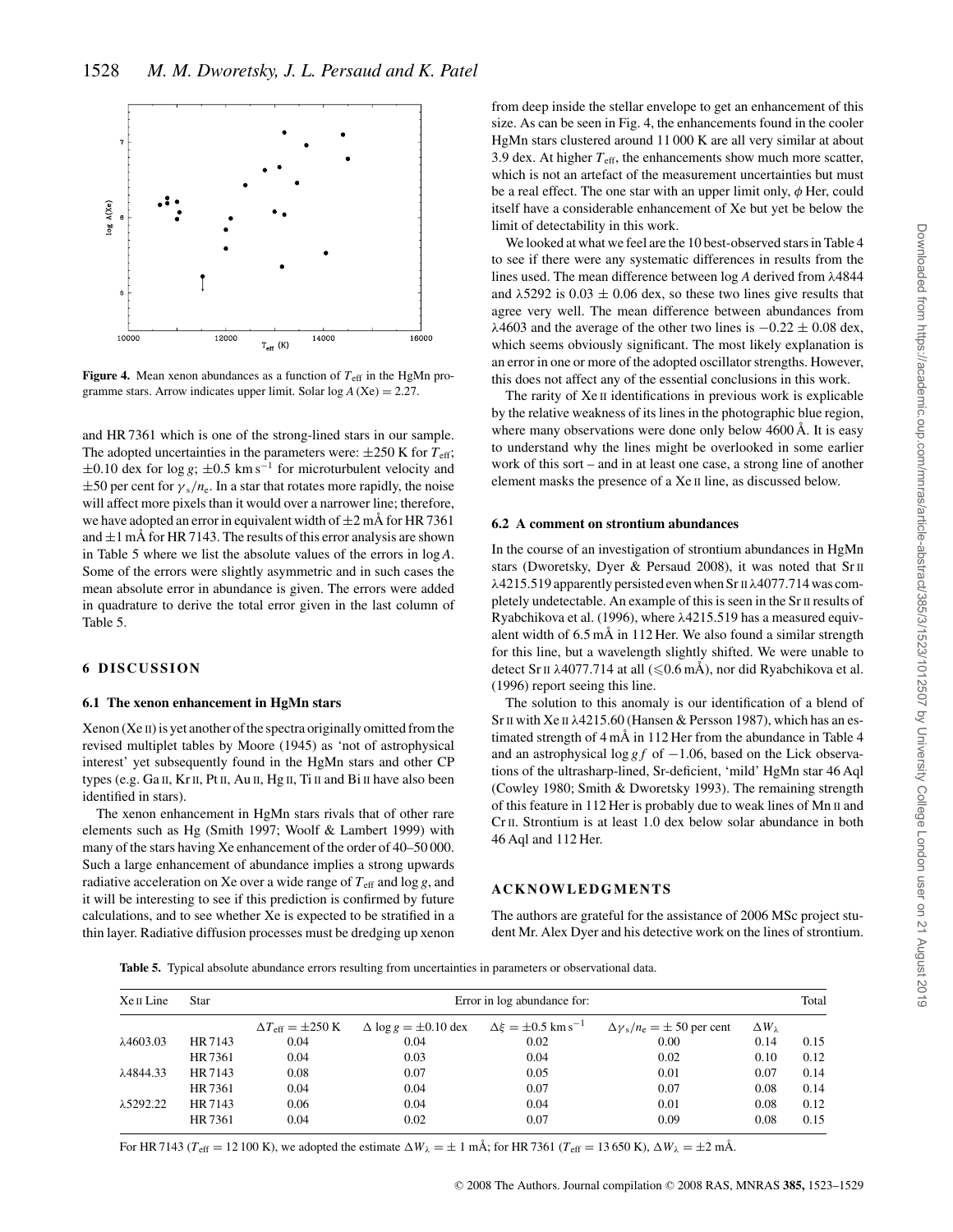**Figure 4.** Mean xenon abundances as a function of $T_{\rm eff}$ in the HgMn programme stars. Arrow indicates upper limit. Solar $\log A\,({\rm Xe}) = 2.27$.

and HR 7361 which is one of the strong-lined stars in our sample. The adopted uncertainties in the parameters were: $\pm 250$ K for $T_{\rm eff}$; $\pm 0.10$ dex for $\log g$; $\pm 0.5$ km s$^{-1}$ for microturbulent velocity and $\pm 50$ per cent for $\gamma_{\rm s}/n_{\rm e}$. In a star that rotates more rapidly, the noise will affect more pixels than it would over a narrower line; therefore, we have adopted an error in equivalent width of $\pm 2$ mÅ for HR 7361 and $\pm 1$ mÅ for HR 7143. The results of this error analysis are shown in Table 5 where we list the absolute values of the errors in $\log A$. Some of the errors were slightly asymmetric and in such cases the mean absolute error in abundance is given. The errors were added in quadrature to derive the total error given in the last column of Table 5.

## 6 DISCUSSION

### 6.1 The xenon enhancement in HgMn stars

Xenon (Xe II) is yet another of the spectra originally omitted from the revised multiplet tables by Moore (1945) as 'not of astrophysical interest' yet subsequently found in the HgMn stars and other CP types (e.g. Ga II, Kr II, Pt II, Au II, Hg II, Ti II and Bi II have also been identified in stars).

The xenon enhancement in HgMn stars rivals that of other rare elements such as Hg (Smith 1997; Woolf & Lambert 1999) with many of the stars having Xe enhancement of the order of 40–50 000. Such a large enhancement of abundance implies a strong upwards radiative acceleration on Xe over a wide range of $T_{\rm eff}$ and $\log g$, and it will be interesting to see if this prediction is confirmed by future calculations, and to see whether Xe is expected to be stratified in a thin layer. Radiative diffusion processes must be dredging up xenon from deep inside the stellar envelope to get an enhancement of this size. As can be seen in Fig. 4, the enhancements found in the cooler HgMn stars clustered around 11 000 K are all very similar at about 3.9 dex. At higher $T_{\rm eff}$, the enhancements show much more scatter, which is not an artefact of the measurement uncertainties but must be a real effect. The one star with an upper limit only, $\phi$ Her, could itself have a considerable enhancement of Xe but yet be below the limit of detectability in this work.

We looked at what we feel are the 10 best-observed stars in Table 4 to see if there were any systematic differences in results from the lines used. The mean difference between $\log A$ derived from $\lambda$4844 and $\lambda$5292 is $0.03 \pm 0.06$ dex, so these two lines give results that agree very well. The mean difference between abundances from $\lambda$4603 and the average of the other two lines is $-0.22 \pm 0.08$ dex, which seems obviously significant. The most likely explanation is an error in one or more of the adopted oscillator strengths. However, this does not affect any of the essential conclusions in this work.

The rarity of Xe II identifications in previous work is explicable by the relative weakness of its lines in the photographic blue region, where many observations were done only below 4600 Å. It is easy to understand why the lines might be overlooked in some earlier work of this sort – and in at least one case, a strong line of another element masks the presence of a Xe II line, as discussed below.

### 6.2 A comment on strontium abundances

In the course of an investigation of strontium abundances in HgMn stars (Dworetsky, Dyer & Persaud 2008), it was noted that Sr II $\lambda$4215.519 apparently persisted even when Sr II $\lambda$4077.714 was completely undetectable. An example of this is seen in the Sr II results of Ryabchikova et al. (1996), where $\lambda$4215.519 has a measured equivalent width of 6.5 mÅ in 112 Her. We also found a similar strength for this line, but a wavelength slightly shifted. We were unable to detect Sr II $\lambda$4077.714 at all ($\leqslant$0.6 mÅ), nor did Ryabchikova et al. (1996) report seeing this line.

The solution to this anomaly is our identification of a blend of Sr II with Xe II $\lambda$4215.60 (Hansen & Persson 1987), which has an estimated strength of 4 mÅ in 112 Her from the abundance in Table 4 and an astrophysical $\log gf$ of $-1.06$, based on the Lick observations of the ultrasharp-lined, Sr-deficient, 'mild' HgMn star 46 Aql (Cowley 1980; Smith & Dworetsky 1993). The remaining strength of this feature in 112 Her is probably due to weak lines of Mn II and Cr II. Strontium is at least 1.0 dex below solar abundance in both 46 Aql and 112 Her.

## ACKNOWLEDGMENTS

The authors are grateful for the assistance of 2006 MSc project student Mr. Alex Dyer and his detective work on the lines of strontium.

**Table 5.** Typical absolute abundance errors resulting from uncertainties in parameters or observational data.

| Xe II Line | Star | Error in log abundance for: | | | | | Total |
|---|---|---|---|---|---|---|---|
| | | $\Delta T_{\rm eff} = \pm 250$ K | $\Delta \log g = \pm 0.10$ dex | $\Delta\xi = \pm 0.5$ km s$^{-1}$ | $\Delta\gamma_{\rm s}/n_{\rm e} = \pm$ 50 per cent | $\Delta W_\lambda$ | |
| $\lambda$4603.03 | HR 7143 | 0.04 | 0.04 | 0.02 | 0.00 | 0.14 | 0.15 |
| | HR 7361 | 0.04 | 0.03 | 0.04 | 0.02 | 0.10 | 0.12 |
| $\lambda$4844.33 | HR 7143 | 0.08 | 0.07 | 0.05 | 0.01 | 0.07 | 0.14 |
| | HR 7361 | 0.04 | 0.04 | 0.07 | 0.07 | 0.08 | 0.14 |
| $\lambda$5292.22 | HR 7143 | 0.06 | 0.04 | 0.04 | 0.01 | 0.08 | 0.12 |
| | HR 7361 | 0.04 | 0.02 | 0.07 | 0.09 | 0.08 | 0.15 |

For HR 7143 ($T_{\rm eff} = 12\,100$ K), we adopted the estimate $\Delta W_\lambda = \pm$ 1 mÅ; for HR 7361 ($T_{\rm eff} = 13\,650$ K), $\Delta W_\lambda = \pm 2$ mÅ.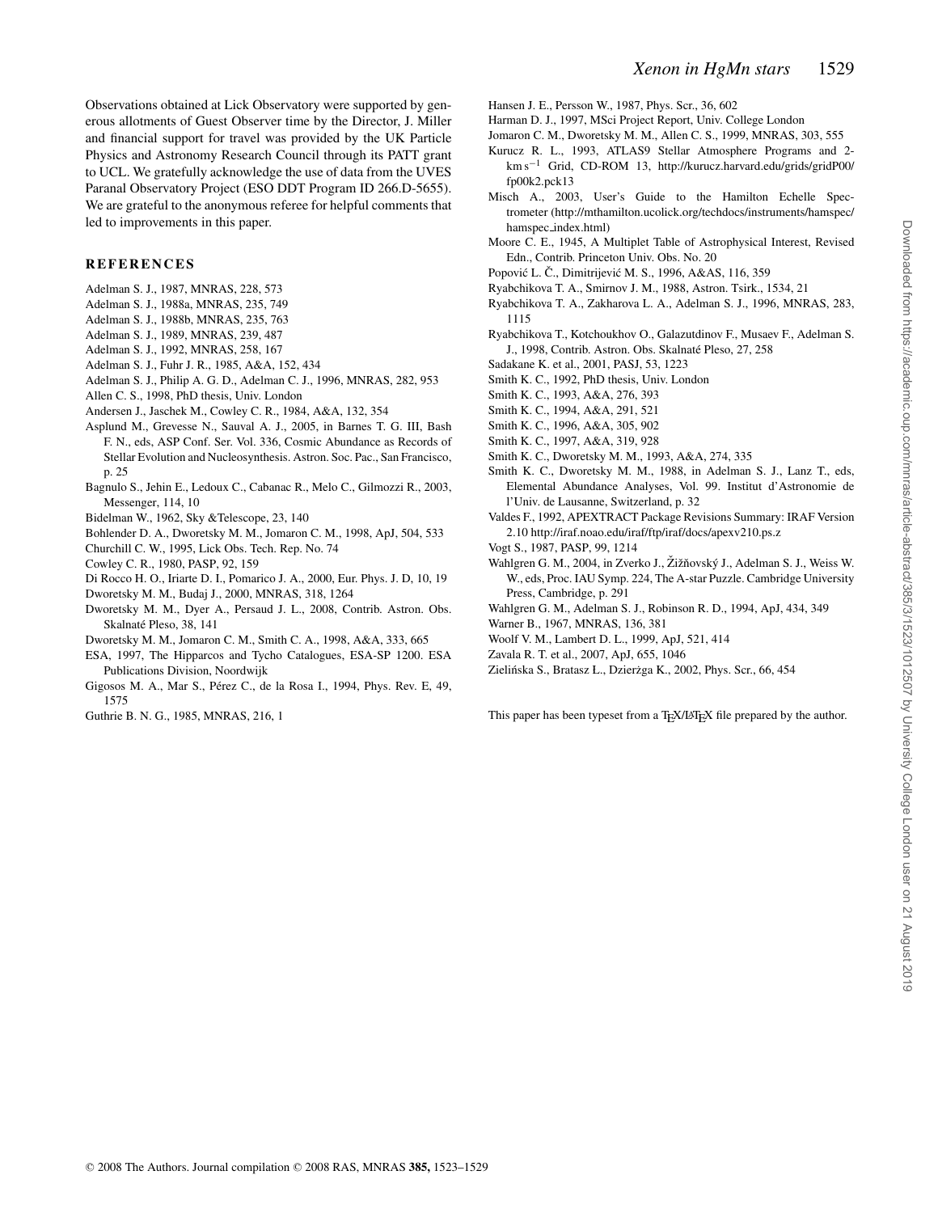Observations obtained at Lick Observatory were supported by generous allotments of Guest Observer time by the Director, J. Miller and financial support for travel was provided by the UK Particle Physics and Astronomy Research Council through its PATT grant to UCL. We gratefully acknowledge the use of data from the UVES Paranal Observatory Project (ESO DDT Program ID 266.D-5655). We are grateful to the anonymous referee for helpful comments that led to improvements in this paper.

## REFERENCES

Adelman S. J., 1987, MNRAS, 228, 573
Adelman S. J., 1988a, MNRAS, 235, 749
Adelman S. J., 1988b, MNRAS, 235, 763
Adelman S. J., 1989, MNRAS, 239, 487
Adelman S. J., 1992, MNRAS, 258, 167
Adelman S. J., Fuhr J. R., 1985, A&A, 152, 434
Adelman S. J., Philip A. G. D., Adelman C. J., 1996, MNRAS, 282, 953
Allen C. S., 1998, PhD thesis, Univ. London
Andersen J., Jaschek M., Cowley C. R., 1984, A&A, 132, 354
Asplund M., Grevesse N., Sauval A. J., 2005, in Barnes T. G. III, Bash F. N., eds, ASP Conf. Ser. Vol. 336, Cosmic Abundance as Records of Stellar Evolution and Nucleosynthesis. Astron. Soc. Pac., San Francisco, p. 25
Bagnulo S., Jehin E., Ledoux C., Cabanac R., Melo C., Gilmozzi R., 2003, Messenger, 114, 10
Bidelman W., 1962, Sky &Telescope, 23, 140
Bohlender D. A., Dworetsky M. M., Jomaron C. M., 1998, ApJ, 504, 533
Churchill C. W., 1995, Lick Obs. Tech. Rep. No. 74
Cowley C. R., 1980, PASP, 92, 159
Di Rocco H. O., Iriarte D. I., Pomarico J. A., 2000, Eur. Phys. J. D, 10, 19
Dworetsky M. M., Budaj J., 2000, MNRAS, 318, 1264
Dworetsky M. M., Dyer A., Persaud J. L., 2008, Contrib. Astron. Obs. Skalnaté Pleso, 38, 141
Dworetsky M. M., Jomaron C. M., Smith C. A., 1998, A&A, 333, 665
ESA, 1997, The Hipparcos and Tycho Catalogues, ESA-SP 1200. ESA Publications Division, Noordwijk
Gigosos M. A., Mar S., Pérez C., de la Rosa I., 1994, Phys. Rev. E, 49, 1575
Guthrie B. N. G., 1985, MNRAS, 216, 1
Hansen J. E., Persson W., 1987, Phys. Scr., 36, 602
Harman D. J., 1997, MSci Project Report, Univ. College London
Jomaron C. M., Dworetsky M. M., Allen C. S., 1999, MNRAS, 303, 555
Kurucz R. L., 1993, ATLAS9 Stellar Atmosphere Programs and 2-km $s^{-1}$ Grid, CD-ROM 13, http://kurucz.harvard.edu/grids/gridP00/fp00k2.pck13
Misch A., 2003, User's Guide to the Hamilton Echelle Spectrometer (http://mthamilton.ucolick.org/techdocs/instruments/hamspec/hamspec_index.html)
Moore C. E., 1945, A Multiplet Table of Astrophysical Interest, Revised Edn., Contrib. Princeton Univ. Obs. No. 20
Popović L. Č., Dimitrijević M. S., 1996, A&AS, 116, 359
Ryabchikova T. A., Smirnov J. M., 1988, Astron. Tsirk., 1534, 21
Ryabchikova T. A., Zakharova L. A., Adelman S. J., 1996, MNRAS, 283, 1115
Ryabchikova T., Kotchoukhov O., Galazutdinov F., Musaev F., Adelman S. J., 1998, Contrib. Astron. Obs. Skalnaté Pleso, 27, 258
Sadakane K. et al., 2001, PASJ, 53, 1223
Smith K. C., 1992, PhD thesis, Univ. London
Smith K. C., 1993, A&A, 276, 393
Smith K. C., 1994, A&A, 291, 521
Smith K. C., 1996, A&A, 305, 902
Smith K. C., 1997, A&A, 319, 928
Smith K. C., Dworetsky M. M., 1993, A&A, 274, 335
Smith K. C., Dworetsky M. M., 1988, in Adelman S. J., Lanz T., eds, Elemental Abundance Analyses, Vol. 99. Institut d'Astronomie de l'Univ. de Lausanne, Switzerland, p. 32
Valdes F., 1992, APEXTRACT Package Revisions Summary: IRAF Version 2.10 http://iraf.noao.edu/iraf/ftp/iraf/docs/apexv210.ps.z
Vogt S., 1987, PASP, 99, 1214
Wahlgren G. M., 2004, in Zverko J., Žižňovský J., Adelman S. J., Weiss W. W., eds, Proc. IAU Symp. 224, The A-star Puzzle. Cambridge University Press, Cambridge, p. 291
Wahlgren G. M., Adelman S. J., Robinson R. D., 1994, ApJ, 434, 349
Warner B., 1967, MNRAS, 136, 381
Woolf V. M., Lambert D. L., 1999, ApJ, 521, 414
Zavala R. T. et al., 2007, ApJ, 655, 1046
Zielińska S., Bratasz Ł., Dzierżga K., 2002, Phys. Scr., 66, 454

This paper has been typeset from a TEX/LATEX file prepared by the author.